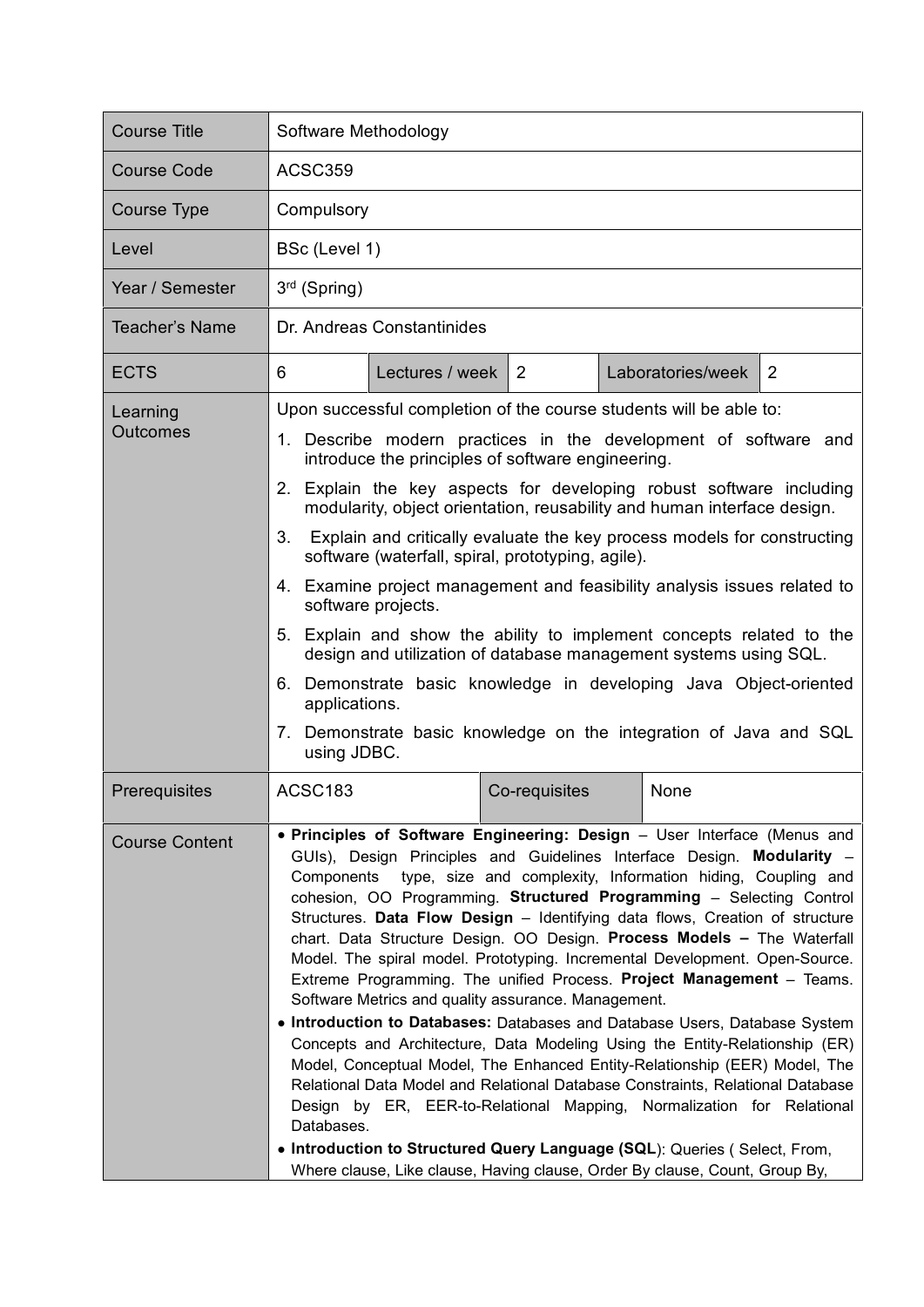| Course Title | Software Methodology | | | | |
|---|---|---|---|---|---|
| Course Code | ACSC359 | | | | |
| Course Type | Compulsory | | | | |
| Level | BSc (Level 1) | | | | |
| Year / Semester | 3rd (Spring) | | | | |
| Teacher's Name | Dr. Andreas Constantinides | | | | |
| ECTS | 6 | Lectures / week | 2 | Laboratories/week | 2 |
| Learning Outcomes | Upon successful completion of the course students will be able to:<br>1. Describe modern practices in the development of software and introduce the principles of software engineering.<br>2. Explain the key aspects for developing robust software including modularity, object orientation, reusability and human interface design.<br>3. Explain and critically evaluate the key process models for constructing software (waterfall, spiral, prototyping, agile).<br>4. Examine project management and feasibility analysis issues related to software projects.<br>5. Explain and show the ability to implement concepts related to the design and utilization of database management systems using SQL.<br>6. Demonstrate basic knowledge in developing Java Object-oriented applications.<br>7. Demonstrate basic knowledge on the integration of Java and SQL using JDBC. | | | | |
| Prerequisites | ACSC183 | | Co-requisites | None | |
| Course Content | • **Principles of Software Engineering: Design** – User Interface (Menus and GUIs), Design Principles and Guidelines Interface Design. **Modularity** – Components type, size and complexity, Information hiding, Coupling and cohesion, OO Programming. **Structured Programming** – Selecting Control Structures. **Data Flow Design** – Identifying data flows, Creation of structure chart. Data Structure Design. OO Design. **Process Models –** The Waterfall Model. The spiral model. Prototyping. Incremental Development. Open-Source. Extreme Programming. The unified Process. **Project Management** – Teams. Software Metrics and quality assurance. Management.<br>• **Introduction to Databases:** Databases and Database Users, Database System Concepts and Architecture, Data Modeling Using the Entity-Relationship (ER) Model, Conceptual Model, The Enhanced Entity-Relationship (EER) Model, The Relational Data Model and Relational Database Constraints, Relational Database Design by ER, EER-to-Relational Mapping, Normalization for Relational Databases.<br>• **Introduction to Structured Query Language (SQL**): Queries ( Select, From, Where clause, Like clause, Having clause, Order By clause, Count, Group By, | | | | |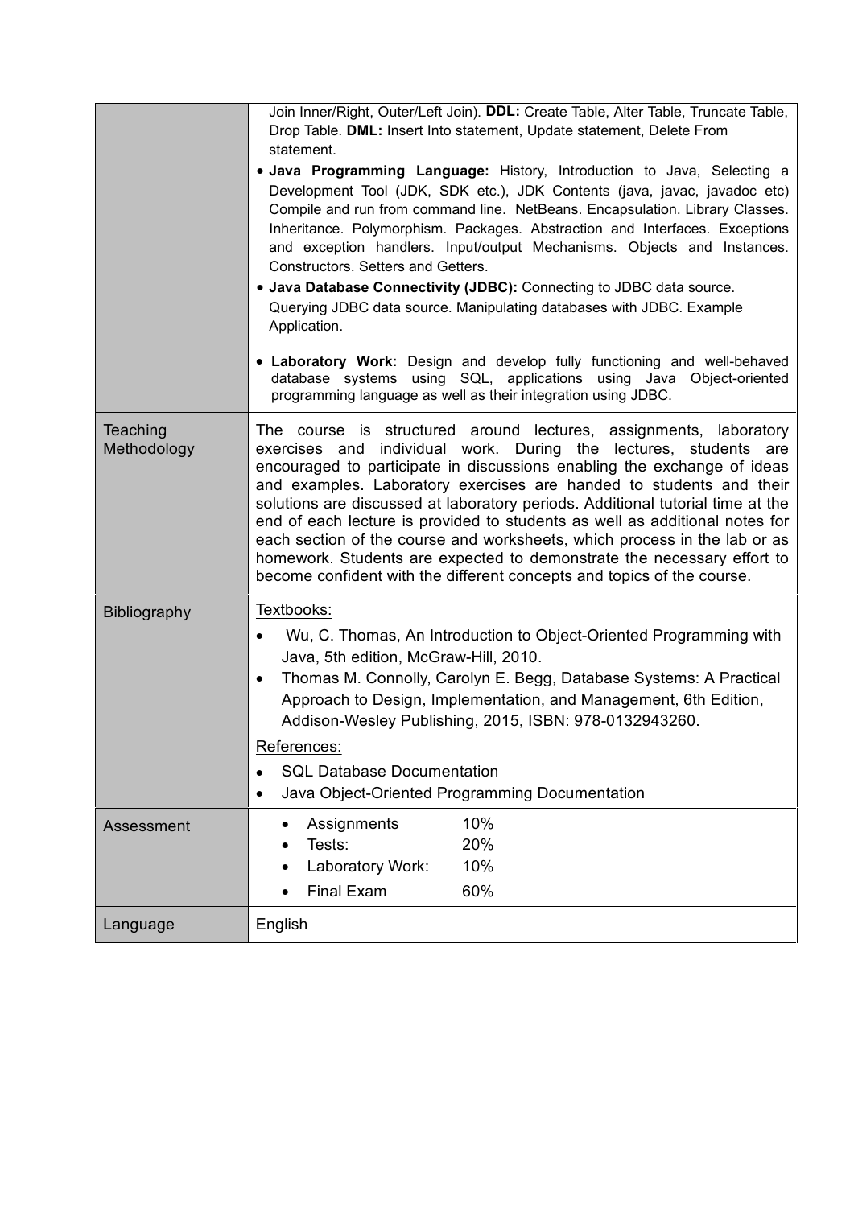| | |
|---|---|
| | Join Inner/Right, Outer/Left Join). **DDL:** Create Table, Alter Table, Truncate Table, Drop Table. **DML:** Insert Into statement, Update statement, Delete From statement.<br>• **Java Programming Language:** History, Introduction to Java, Selecting a Development Tool (JDK, SDK etc.), JDK Contents (java, javac, javadoc etc) Compile and run from command line. NetBeans. Encapsulation. Library Classes. Inheritance. Polymorphism. Packages. Abstraction and Interfaces. Exceptions and exception handlers. Input/output Mechanisms. Objects and Instances. Constructors. Setters and Getters.<br>• **Java Database Connectivity (JDBC):** Connecting to JDBC data source. Querying JDBC data source. Manipulating databases with JDBC. Example Application.<br>• **Laboratory Work:** Design and develop fully functioning and well-behaved database systems using SQL, applications using Java Object-oriented programming language as well as their integration using JDBC. |
| Teaching Methodology | The course is structured around lectures, assignments, laboratory exercises and individual work. During the lectures, students are encouraged to participate in discussions enabling the exchange of ideas and examples. Laboratory exercises are handed to students and their solutions are discussed at laboratory periods. Additional tutorial time at the end of each lecture is provided to students as well as additional notes for each section of the course and worksheets, which process in the lab or as homework. Students are expected to demonstrate the necessary effort to become confident with the different concepts and topics of the course. |
| Bibliography | Textbooks:<br>• Wu, C. Thomas, An Introduction to Object-Oriented Programming with Java, 5th edition, McGraw-Hill, 2010.<br>• Thomas M. Connolly, Carolyn E. Begg, Database Systems: A Practical Approach to Design, Implementation, and Management, 6th Edition, Addison-Wesley Publishing, 2015, ISBN: 978-0132943260.<br>References:<br>• SQL Database Documentation<br>• Java Object-Oriented Programming Documentation |
| Assessment | • Assignments 10%<br>• Tests: 20%<br>• Laboratory Work: 10%<br>• Final Exam 60% |
| Language | English |